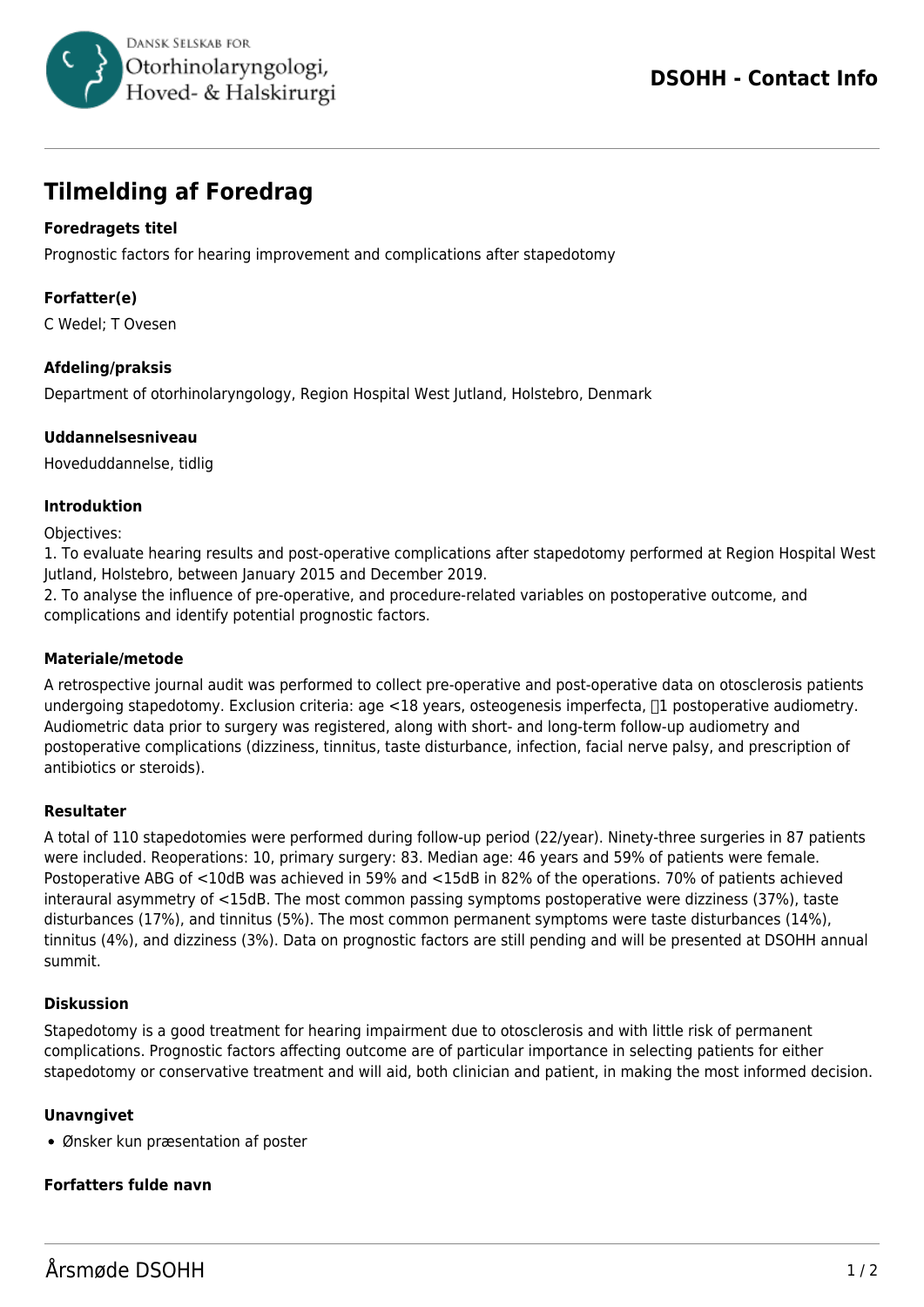# Tilmelding af Foredrag

### Foredragets titel

Prognostic factors for hearing improvement and complications after stapedotomy

### Forfatter(e)

C Wedel; T Ovesen

### Afdeling/praksis

Department of otorhinolaryngology, Region Hospital West Jutland, Holstebro, Denmark

### Uddannelsesniveau

Hoveduddannelse, tidlig

### Introduktion

Objectives:
1. To evaluate hearing results and post-operative complications after stapedotomy performed at Region Hospital West Jutland, Holstebro, between January 2015 and December 2019.
2. To analyse the influence of pre-operative, and procedure-related variables on postoperative outcome, and complications and identify potential prognostic factors.

### Materiale/metode

A retrospective journal audit was performed to collect pre-operative and post-operative data on otosclerosis patients undergoing stapedotomy. Exclusion criteria: age <18 years, osteogenesis imperfecta, 1 postoperative audiometry. Audiometric data prior to surgery was registered, along with short- and long-term follow-up audiometry and postoperative complications (dizziness, tinnitus, taste disturbance, infection, facial nerve palsy, and prescription of antibiotics or steroids).

### Resultater

A total of 110 stapedotomies were performed during follow-up period (22/year). Ninety-three surgeries in 87 patients were included. Reoperations: 10, primary surgery: 83. Median age: 46 years and 59% of patients were female. Postoperative ABG of <10dB was achieved in 59% and <15dB in 82% of the operations. 70% of patients achieved interaural asymmetry of <15dB. The most common passing symptoms postoperative were dizziness (37%), taste disturbances (17%), and tinnitus (5%). The most common permanent symptoms were taste disturbances (14%), tinnitus (4%), and dizziness (3%). Data on prognostic factors are still pending and will be presented at DSOHH annual summit.

### Diskussion

Stapedotomy is a good treatment for hearing impairment due to otosclerosis and with little risk of permanent complications. Prognostic factors affecting outcome are of particular importance in selecting patients for either stapedotomy or conservative treatment and will aid, both clinician and patient, in making the most informed decision.

### Unavngivet

- Ønsker kun præsentation af poster

### Forfatters fulde navn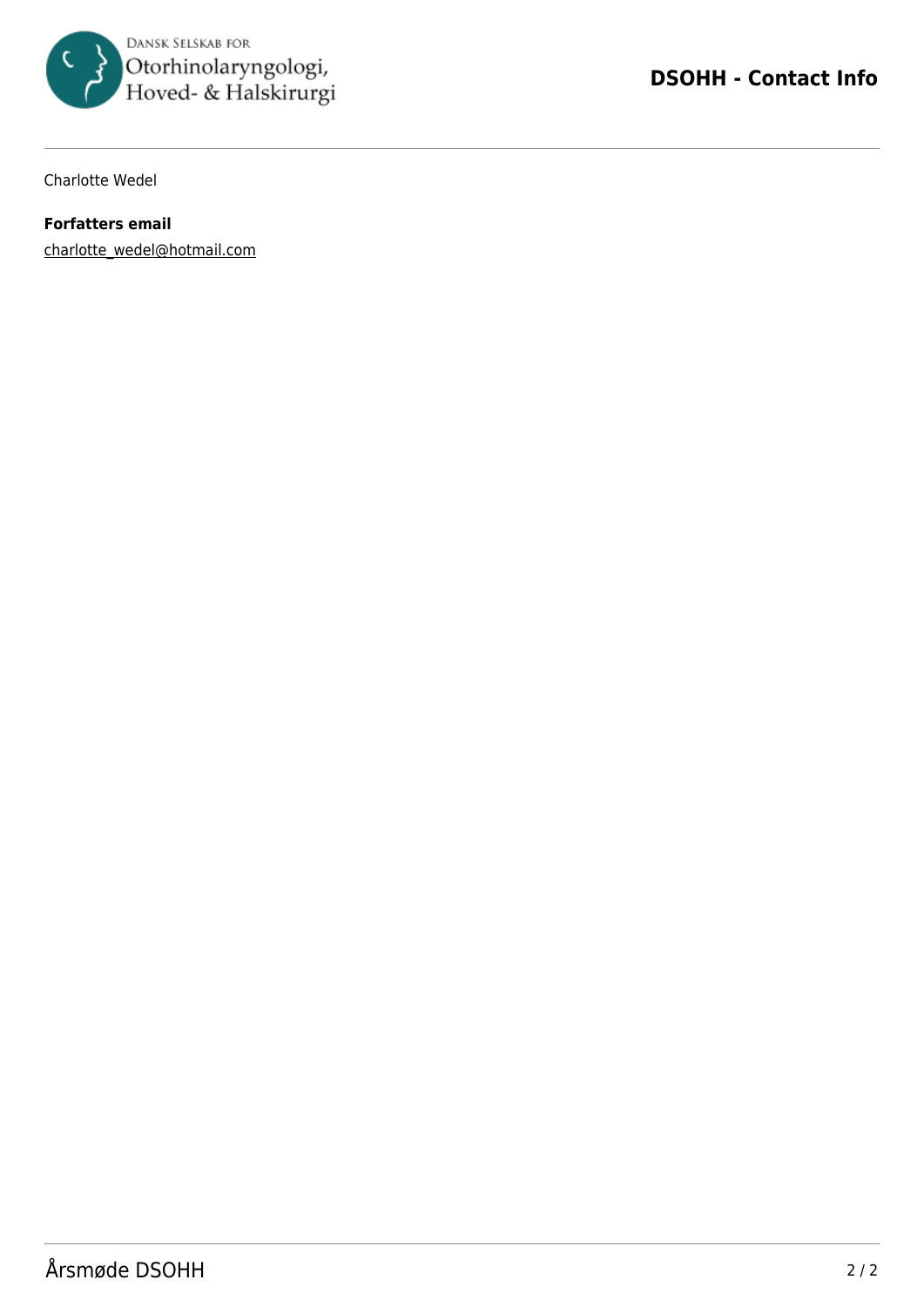Charlotte Wedel

**Forfatters email**
charlotte_wedel@hotmail.com